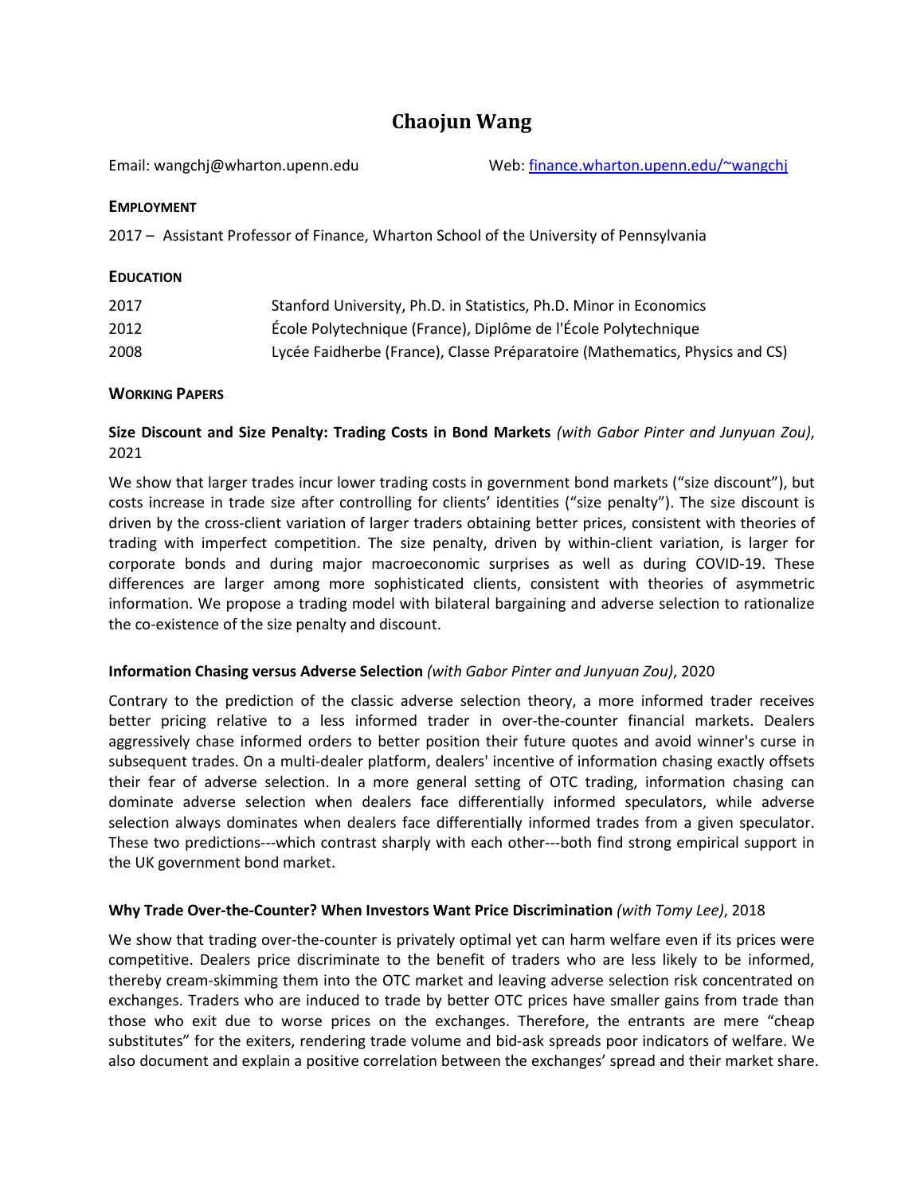# Chaojun Wang

Email: wangchj@wharton.upenn.edu Web: [finance.wharton.upenn.edu/~wangchj](finance.wharton.upenn.edu/~wangchj)

## EMPLOYMENT

2017 – Assistant Professor of Finance, Wharton School of the University of Pennsylvania

## EDUCATION

| | |
|---|---|
| 2017 | Stanford University, Ph.D. in Statistics, Ph.D. Minor in Economics |
| 2012 | École Polytechnique (France), Diplôme de l'École Polytechnique |
| 2008 | Lycée Faidherbe (France), Classe Préparatoire (Mathematics, Physics and CS) |

## WORKING PAPERS

**Size Discount and Size Penalty: Trading Costs in Bond Markets** *(with Gabor Pinter and Junyuan Zou)*, 2021

We show that larger trades incur lower trading costs in government bond markets ("size discount"), but costs increase in trade size after controlling for clients' identities ("size penalty"). The size discount is driven by the cross-client variation of larger traders obtaining better prices, consistent with theories of trading with imperfect competition. The size penalty, driven by within-client variation, is larger for corporate bonds and during major macroeconomic surprises as well as during COVID-19. These differences are larger among more sophisticated clients, consistent with theories of asymmetric information. We propose a trading model with bilateral bargaining and adverse selection to rationalize the co-existence of the size penalty and discount.

**Information Chasing versus Adverse Selection** *(with Gabor Pinter and Junyuan Zou)*, 2020

Contrary to the prediction of the classic adverse selection theory, a more informed trader receives better pricing relative to a less informed trader in over-the-counter financial markets. Dealers aggressively chase informed orders to better position their future quotes and avoid winner's curse in subsequent trades. On a multi-dealer platform, dealers' incentive of information chasing exactly offsets their fear of adverse selection. In a more general setting of OTC trading, information chasing can dominate adverse selection when dealers face differentially informed speculators, while adverse selection always dominates when dealers face differentially informed trades from a given speculator. These two predictions---which contrast sharply with each other---both find strong empirical support in the UK government bond market.

**Why Trade Over-the-Counter? When Investors Want Price Discrimination** *(with Tomy Lee)*, 2018

We show that trading over-the-counter is privately optimal yet can harm welfare even if its prices were competitive. Dealers price discriminate to the benefit of traders who are less likely to be informed, thereby cream-skimming them into the OTC market and leaving adverse selection risk concentrated on exchanges. Traders who are induced to trade by better OTC prices have smaller gains from trade than those who exit due to worse prices on the exchanges. Therefore, the entrants are mere "cheap substitutes" for the exiters, rendering trade volume and bid-ask spreads poor indicators of welfare. We also document and explain a positive correlation between the exchanges' spread and their market share.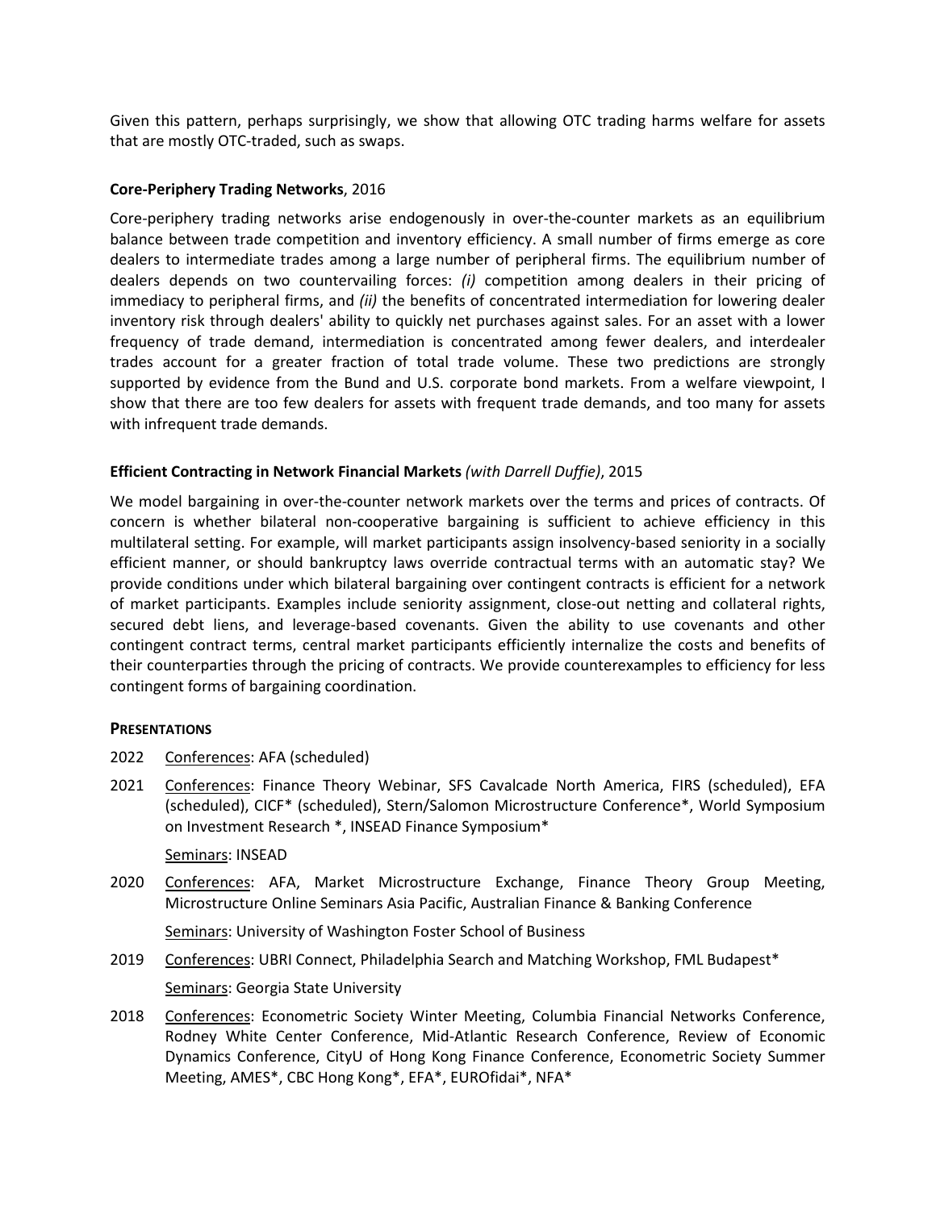Given this pattern, perhaps surprisingly, we show that allowing OTC trading harms welfare for assets that are mostly OTC-traded, such as swaps.

**Core-Periphery Trading Networks**, 2016

Core-periphery trading networks arise endogenously in over-the-counter markets as an equilibrium balance between trade competition and inventory efficiency. A small number of firms emerge as core dealers to intermediate trades among a large number of peripheral firms. The equilibrium number of dealers depends on two countervailing forces: *(i)* competition among dealers in their pricing of immediacy to peripheral firms, and *(ii)* the benefits of concentrated intermediation for lowering dealer inventory risk through dealers' ability to quickly net purchases against sales. For an asset with a lower frequency of trade demand, intermediation is concentrated among fewer dealers, and interdealer trades account for a greater fraction of total trade volume. These two predictions are strongly supported by evidence from the Bund and U.S. corporate bond markets. From a welfare viewpoint, I show that there are too few dealers for assets with frequent trade demands, and too many for assets with infrequent trade demands.

**Efficient Contracting in Network Financial Markets** *(with Darrell Duffie)*, 2015

We model bargaining in over-the-counter network markets over the terms and prices of contracts. Of concern is whether bilateral non-cooperative bargaining is sufficient to achieve efficiency in this multilateral setting. For example, will market participants assign insolvency-based seniority in a socially efficient manner, or should bankruptcy laws override contractual terms with an automatic stay? We provide conditions under which bilateral bargaining over contingent contracts is efficient for a network of market participants. Examples include seniority assignment, close-out netting and collateral rights, secured debt liens, and leverage-based covenants. Given the ability to use covenants and other contingent contract terms, central market participants efficiently internalize the costs and benefits of their counterparties through the pricing of contracts. We provide counterexamples to efficiency for less contingent forms of bargaining coordination.

## PRESENTATIONS

2022 Conferences: AFA (scheduled)

2021 Conferences: Finance Theory Webinar, SFS Cavalcade North America, FIRS (scheduled), EFA (scheduled), CICF* (scheduled), Stern/Salomon Microstructure Conference*, World Symposium on Investment Research *, INSEAD Finance Symposium*

Seminars: INSEAD

2020 Conferences: AFA, Market Microstructure Exchange, Finance Theory Group Meeting, Microstructure Online Seminars Asia Pacific, Australian Finance & Banking Conference

Seminars: University of Washington Foster School of Business

2019 Conferences: UBRI Connect, Philadelphia Search and Matching Workshop, FML Budapest*

Seminars: Georgia State University

2018 Conferences: Econometric Society Winter Meeting, Columbia Financial Networks Conference, Rodney White Center Conference, Mid-Atlantic Research Conference, Review of Economic Dynamics Conference, CityU of Hong Kong Finance Conference, Econometric Society Summer Meeting, AMES*, CBC Hong Kong*, EFA*, EUROfidai*, NFA*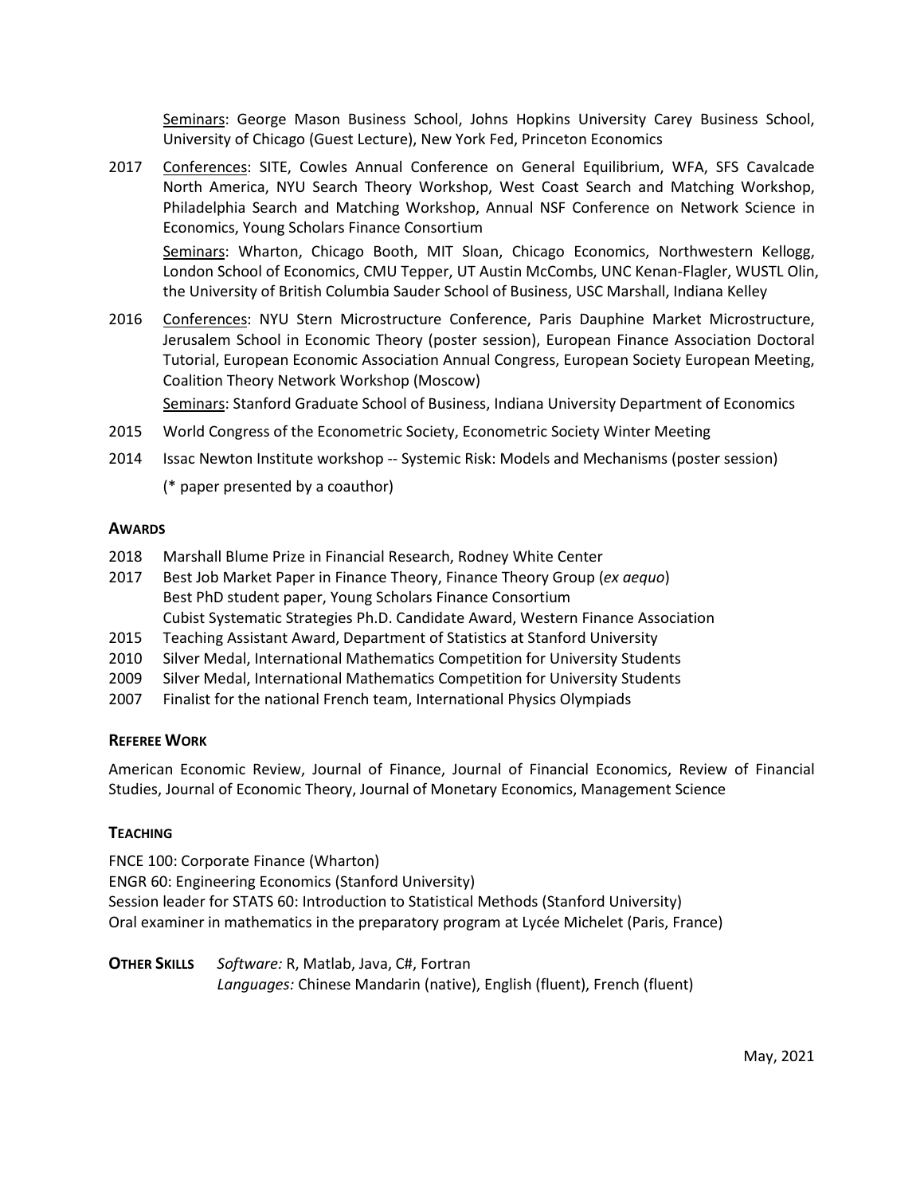<u>Seminars</u>: George Mason Business School, Johns Hopkins University Carey Business School, University of Chicago (Guest Lecture), New York Fed, Princeton Economics

2017 <u>Conferences</u>: SITE, Cowles Annual Conference on General Equilibrium, WFA, SFS Cavalcade North America, NYU Search Theory Workshop, West Coast Search and Matching Workshop, Philadelphia Search and Matching Workshop, Annual NSF Conference on Network Science in Economics, Young Scholars Finance Consortium

<u>Seminars</u>: Wharton, Chicago Booth, MIT Sloan, Chicago Economics, Northwestern Kellogg, London School of Economics, CMU Tepper, UT Austin McCombs, UNC Kenan-Flagler, WUSTL Olin, the University of British Columbia Sauder School of Business, USC Marshall, Indiana Kelley

2016 <u>Conferences</u>: NYU Stern Microstructure Conference, Paris Dauphine Market Microstructure, Jerusalem School in Economic Theory (poster session), European Finance Association Doctoral Tutorial, European Economic Association Annual Congress, European Society European Meeting, Coalition Theory Network Workshop (Moscow)

<u>Seminars</u>: Stanford Graduate School of Business, Indiana University Department of Economics

2015 World Congress of the Econometric Society, Econometric Society Winter Meeting

2014 Issac Newton Institute workshop -- Systemic Risk: Models and Mechanisms (poster session)

(* paper presented by a coauthor)

## AWARDS

2018 Marshall Blume Prize in Financial Research, Rodney White Center
2017 Best Job Market Paper in Finance Theory, Finance Theory Group (*ex aequo*)
Best PhD student paper, Young Scholars Finance Consortium
Cubist Systematic Strategies Ph.D. Candidate Award, Western Finance Association
2015 Teaching Assistant Award, Department of Statistics at Stanford University
2010 Silver Medal, International Mathematics Competition for University Students
2009 Silver Medal, International Mathematics Competition for University Students
2007 Finalist for the national French team, International Physics Olympiads

## REFEREE WORK

American Economic Review, Journal of Finance, Journal of Financial Economics, Review of Financial Studies, Journal of Economic Theory, Journal of Monetary Economics, Management Science

## TEACHING

FNCE 100: Corporate Finance (Wharton)
ENGR 60: Engineering Economics (Stanford University)
Session leader for STATS 60: Introduction to Statistical Methods (Stanford University)
Oral examiner in mathematics in the preparatory program at Lycée Michelet (Paris, France)

**OTHER SKILLS** *Software:* R, Matlab, Java, C#, Fortran
*Languages:* Chinese Mandarin (native), English (fluent), French (fluent)

May, 2021